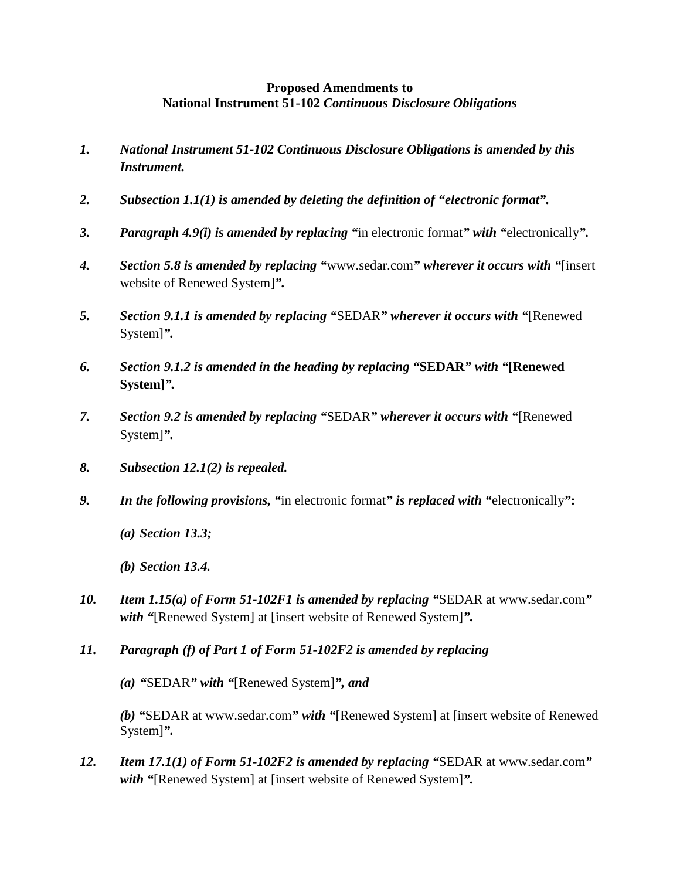**Proposed Amendments to**
**National Instrument 51-102 *Continuous Disclosure Obligations***

1. ***National Instrument 51-102 Continuous Disclosure Obligations is amended by this Instrument.***

2. ***Subsection 1.1(1) is amended by deleting the definition of "electronic format".***

3. ***Paragraph 4.9(i) is amended by replacing "***in electronic format***" with "***electronically***".***

4. ***Section 5.8 is amended by replacing "***www.sedar.com***" wherever it occurs with "***[insert website of Renewed System]***".***

5. ***Section 9.1.1 is amended by replacing "***SEDAR***" wherever it occurs with "***[Renewed System]***".***

6. ***Section 9.1.2 is amended in the heading by replacing "SEDAR" with "[Renewed System]".***

7. ***Section 9.2 is amended by replacing "***SEDAR***" wherever it occurs with "***[Renewed System]***".***

8. ***Subsection 12.1(2) is repealed.***

9. ***In the following provisions, "***in electronic format***" is replaced with "***electronically***":***

   ***(a) Section 13.3;***

   ***(b) Section 13.4.***

10. ***Item 1.15(a) of Form 51-102F1 is amended by replacing "***SEDAR at www.sedar.com***" with "***[Renewed System] at [insert website of Renewed System]***".***

11. ***Paragraph (f) of Part 1 of Form 51-102F2 is amended by replacing***

    ***(a) "***SEDAR***" with "***[Renewed System]***", and***

    ***(b) "***SEDAR at www.sedar.com***" with "***[Renewed System] at [insert website of Renewed System]***".***

12. ***Item 17.1(1) of Form 51-102F2 is amended by replacing "***SEDAR at www.sedar.com***" with "***[Renewed System] at [insert website of Renewed System]***".***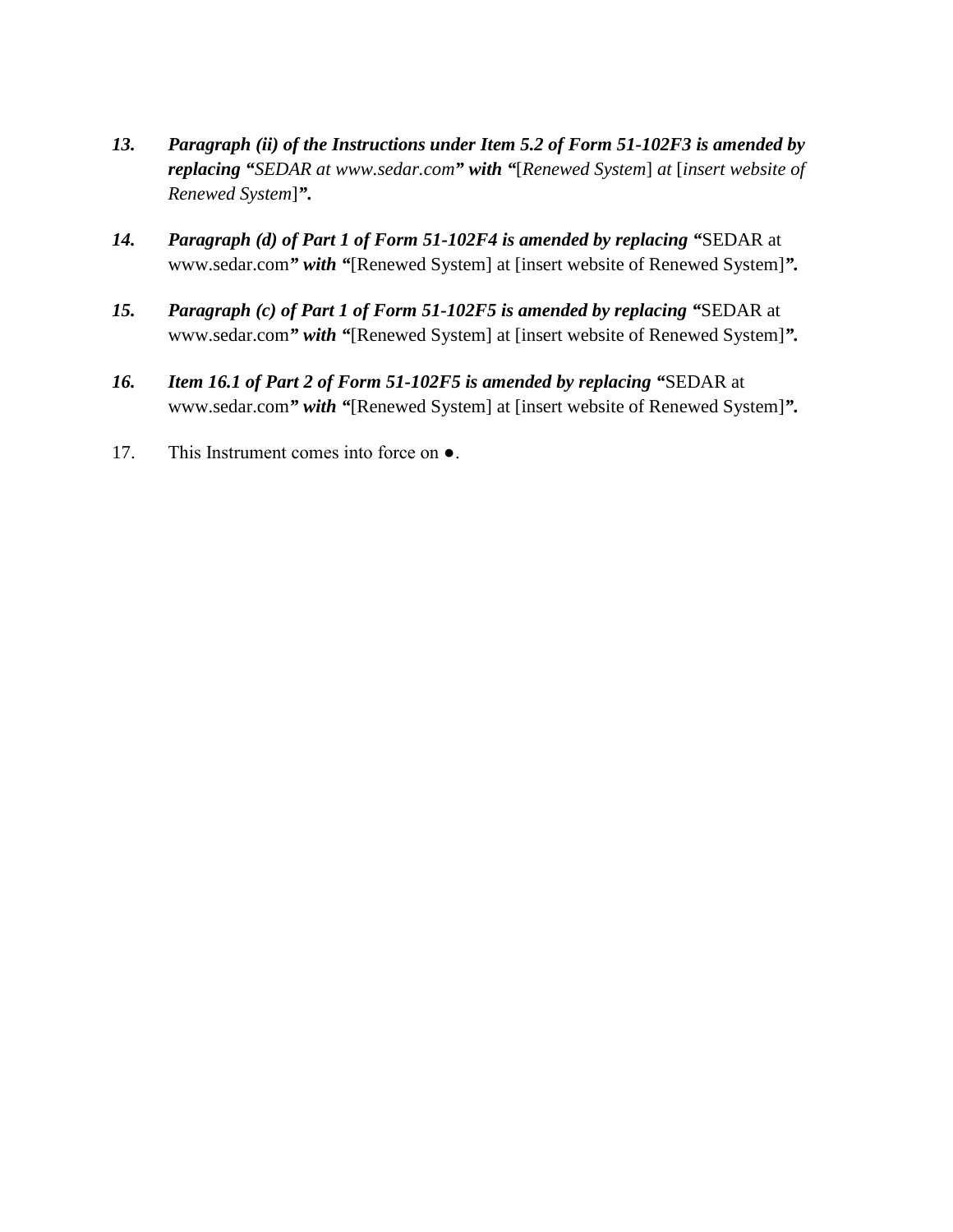13. ***Paragraph (ii) of the Instructions under Item 5.2 of Form 51-102F3 is amended by replacing "****SEDAR at www.sedar.com****" with "****[Renewed System] at [insert website of Renewed System]****".***

14. ***Paragraph (d) of Part 1 of Form 51-102F4 is amended by replacing "***SEDAR at www.sedar.com***" with "***[Renewed System] at [insert website of Renewed System]***".***

15. ***Paragraph (c) of Part 1 of Form 51-102F5 is amended by replacing "***SEDAR at www.sedar.com***" with "***[Renewed System] at [insert website of Renewed System]***".***

16. ***Item 16.1 of Part 2 of Form 51-102F5 is amended by replacing "***SEDAR at www.sedar.com***" with "***[Renewed System] at [insert website of Renewed System]***".***

17. This Instrument comes into force on ●.